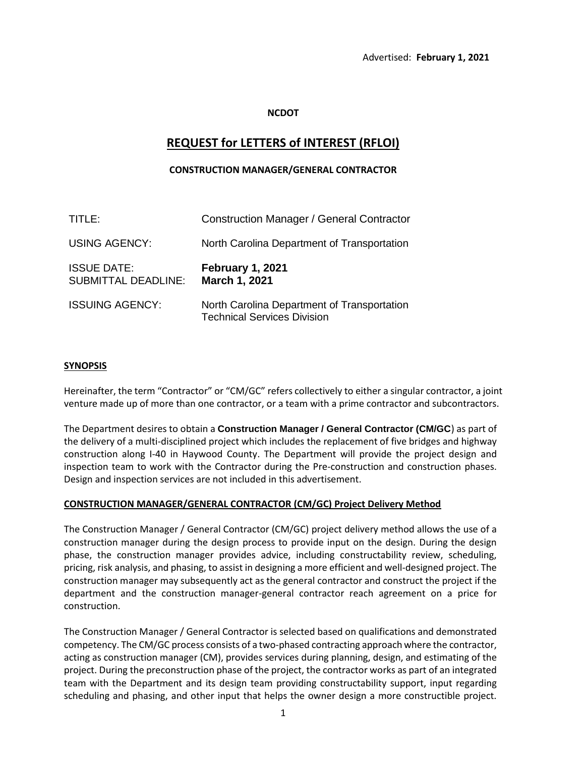Advertised: **February 1, 2021**

**NCDOT**

# REQUEST for LETTERS of INTEREST (RFLOI)

**CONSTRUCTION MANAGER/GENERAL CONTRACTOR**

| | |
|---|---|
| TITLE: | Construction Manager / General Contractor |
| USING AGENCY: | North Carolina Department of Transportation |
| ISSUE DATE: | **February 1, 2021** |
| SUBMITTAL DEADLINE: | **March 1, 2021** |
| ISSUING AGENCY: | North Carolina Department of Transportation<br>Technical Services Division |

## SYNOPSIS

Hereinafter, the term "Contractor" or "CM/GC" refers collectively to either a singular contractor, a joint venture made up of more than one contractor, or a team with a prime contractor and subcontractors.

The Department desires to obtain a **Construction Manager / General Contractor (CM/GC**) as part of the delivery of a multi-disciplined project which includes the replacement of five bridges and highway construction along I-40 in Haywood County. The Department will provide the project design and inspection team to work with the Contractor during the Pre-construction and construction phases. Design and inspection services are not included in this advertisement.

## CONSTRUCTION MANAGER/GENERAL CONTRACTOR (CM/GC) Project Delivery Method

The Construction Manager / General Contractor (CM/GC) project delivery method allows the use of a construction manager during the design process to provide input on the design. During the design phase, the construction manager provides advice, including constructability review, scheduling, pricing, risk analysis, and phasing, to assist in designing a more efficient and well-designed project. The construction manager may subsequently act as the general contractor and construct the project if the department and the construction manager-general contractor reach agreement on a price for construction.

The Construction Manager / General Contractor is selected based on qualifications and demonstrated competency. The CM/GC process consists of a two-phased contracting approach where the contractor, acting as construction manager (CM), provides services during planning, design, and estimating of the project. During the preconstruction phase of the project, the contractor works as part of an integrated team with the Department and its design team providing constructability support, input regarding scheduling and phasing, and other input that helps the owner design a more constructible project.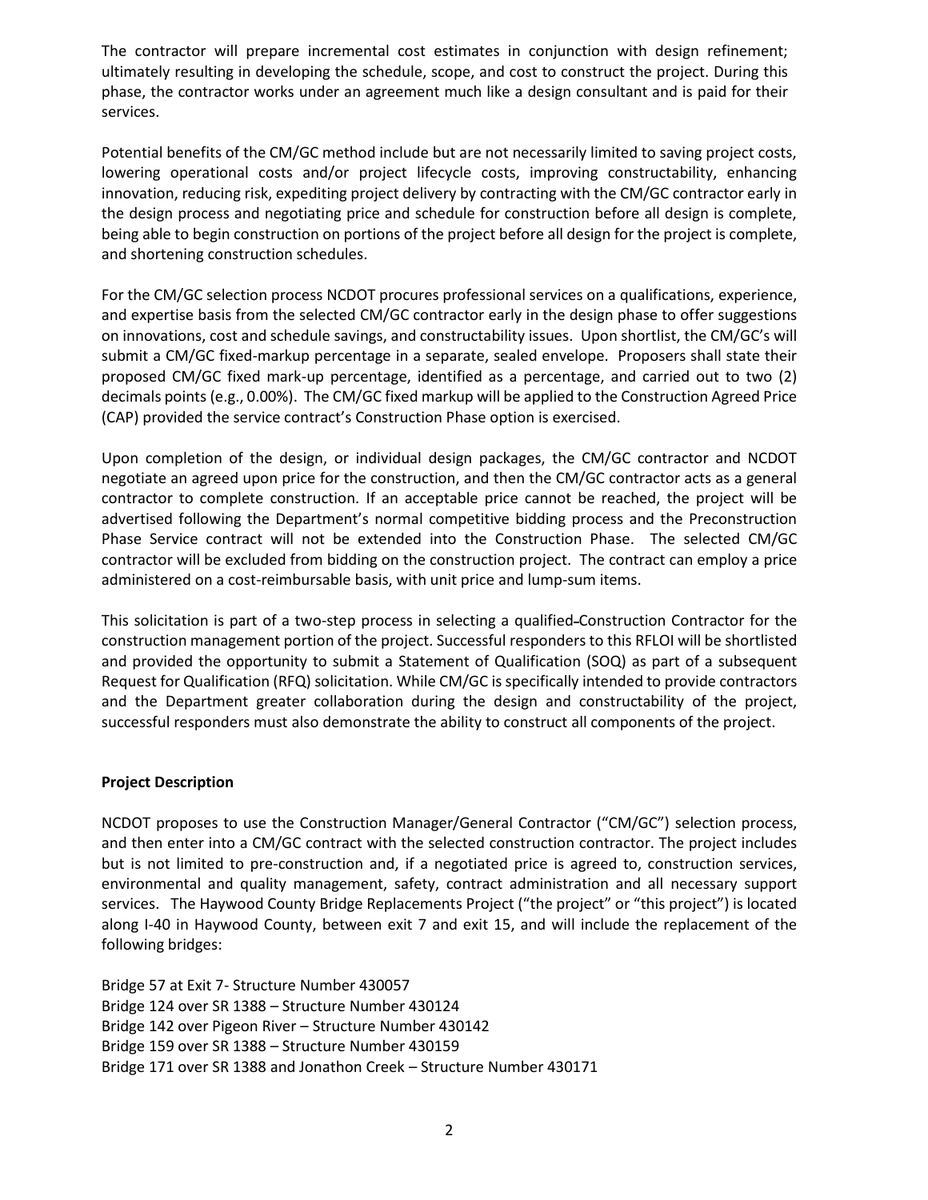The contractor will prepare incremental cost estimates in conjunction with design refinement; ultimately resulting in developing the schedule, scope, and cost to construct the project. During this phase, the contractor works under an agreement much like a design consultant and is paid for their services.

Potential benefits of the CM/GC method include but are not necessarily limited to saving project costs, lowering operational costs and/or project lifecycle costs, improving constructability, enhancing innovation, reducing risk, expediting project delivery by contracting with the CM/GC contractor early in the design process and negotiating price and schedule for construction before all design is complete, being able to begin construction on portions of the project before all design for the project is complete, and shortening construction schedules.

For the CM/GC selection process NCDOT procures professional services on a qualifications, experience, and expertise basis from the selected CM/GC contractor early in the design phase to offer suggestions on innovations, cost and schedule savings, and constructability issues. Upon shortlist, the CM/GC's will submit a CM/GC fixed-markup percentage in a separate, sealed envelope. Proposers shall state their proposed CM/GC fixed mark-up percentage, identified as a percentage, and carried out to two (2) decimals points (e.g., 0.00%). The CM/GC fixed markup will be applied to the Construction Agreed Price (CAP) provided the service contract's Construction Phase option is exercised.

Upon completion of the design, or individual design packages, the CM/GC contractor and NCDOT negotiate an agreed upon price for the construction, and then the CM/GC contractor acts as a general contractor to complete construction. If an acceptable price cannot be reached, the project will be advertised following the Department's normal competitive bidding process and the Preconstruction Phase Service contract will not be extended into the Construction Phase. The selected CM/GC contractor will be excluded from bidding on the construction project. The contract can employ a price administered on a cost-reimbursable basis, with unit price and lump-sum items.

This solicitation is part of a two-step process in selecting a qualified Construction Contractor for the construction management portion of the project. Successful responders to this RFLOI will be shortlisted and provided the opportunity to submit a Statement of Qualification (SOQ) as part of a subsequent Request for Qualification (RFQ) solicitation. While CM/GC is specifically intended to provide contractors and the Department greater collaboration during the design and constructability of the project, successful responders must also demonstrate the ability to construct all components of the project.

**Project Description**

NCDOT proposes to use the Construction Manager/General Contractor ("CM/GC") selection process, and then enter into a CM/GC contract with the selected construction contractor. The project includes but is not limited to pre-construction and, if a negotiated price is agreed to, construction services, environmental and quality management, safety, contract administration and all necessary support services. The Haywood County Bridge Replacements Project ("the project" or "this project") is located along I-40 in Haywood County, between exit 7 and exit 15, and will include the replacement of the following bridges:

Bridge 57 at Exit 7- Structure Number 430057
Bridge 124 over SR 1388 – Structure Number 430124
Bridge 142 over Pigeon River – Structure Number 430142
Bridge 159 over SR 1388 – Structure Number 430159
Bridge 171 over SR 1388 and Jonathon Creek – Structure Number 430171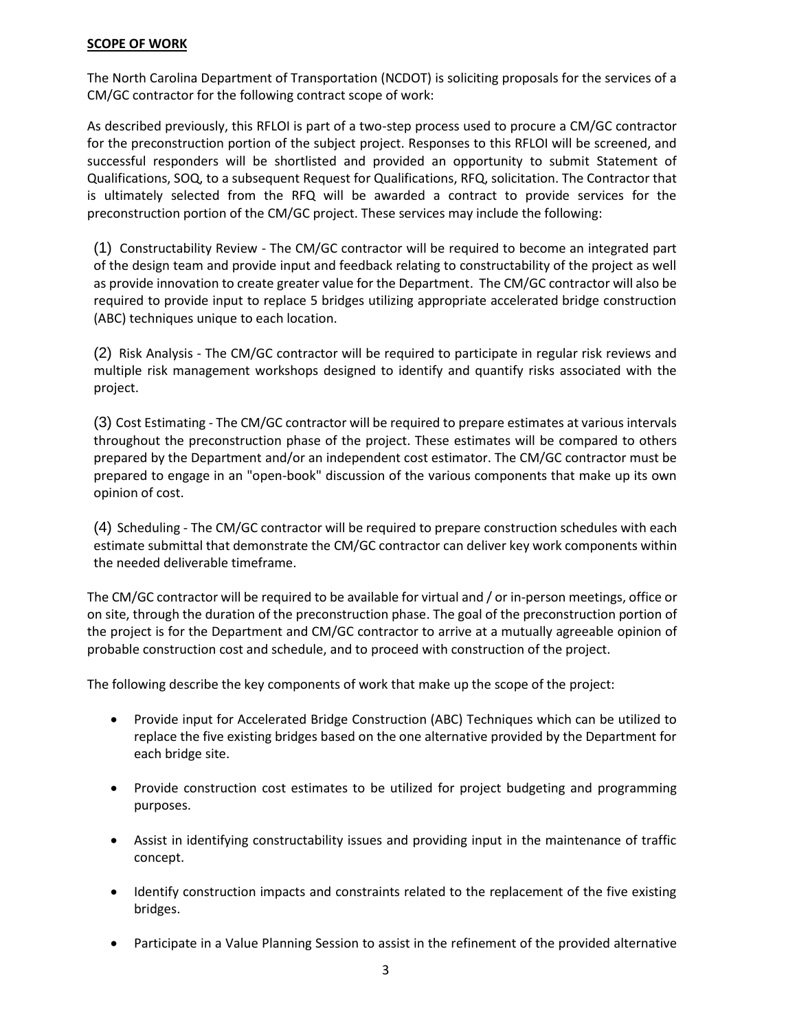**SCOPE OF WORK**

The North Carolina Department of Transportation (NCDOT) is soliciting proposals for the services of a CM/GC contractor for the following contract scope of work:

As described previously, this RFLOI is part of a two-step process used to procure a CM/GC contractor for the preconstruction portion of the subject project. Responses to this RFLOI will be screened, and successful responders will be shortlisted and provided an opportunity to submit Statement of Qualifications, SOQ, to a subsequent Request for Qualifications, RFQ, solicitation. The Contractor that is ultimately selected from the RFQ will be awarded a contract to provide services for the preconstruction portion of the CM/GC project. These services may include the following:

(1) Constructability Review - The CM/GC contractor will be required to become an integrated part of the design team and provide input and feedback relating to constructability of the project as well as provide innovation to create greater value for the Department. The CM/GC contractor will also be required to provide input to replace 5 bridges utilizing appropriate accelerated bridge construction (ABC) techniques unique to each location.

(2) Risk Analysis - The CM/GC contractor will be required to participate in regular risk reviews and multiple risk management workshops designed to identify and quantify risks associated with the project.

(3) Cost Estimating - The CM/GC contractor will be required to prepare estimates at various intervals throughout the preconstruction phase of the project. These estimates will be compared to others prepared by the Department and/or an independent cost estimator. The CM/GC contractor must be prepared to engage in an "open-book" discussion of the various components that make up its own opinion of cost.

(4) Scheduling - The CM/GC contractor will be required to prepare construction schedules with each estimate submittal that demonstrate the CM/GC contractor can deliver key work components within the needed deliverable timeframe.

The CM/GC contractor will be required to be available for virtual and / or in-person meetings, office or on site, through the duration of the preconstruction phase. The goal of the preconstruction portion of the project is for the Department and CM/GC contractor to arrive at a mutually agreeable opinion of probable construction cost and schedule, and to proceed with construction of the project.

The following describe the key components of work that make up the scope of the project:

- Provide input for Accelerated Bridge Construction (ABC) Techniques which can be utilized to replace the five existing bridges based on the one alternative provided by the Department for each bridge site.
- Provide construction cost estimates to be utilized for project budgeting and programming purposes.
- Assist in identifying constructability issues and providing input in the maintenance of traffic concept.
- Identify construction impacts and constraints related to the replacement of the five existing bridges.
- Participate in a Value Planning Session to assist in the refinement of the provided alternative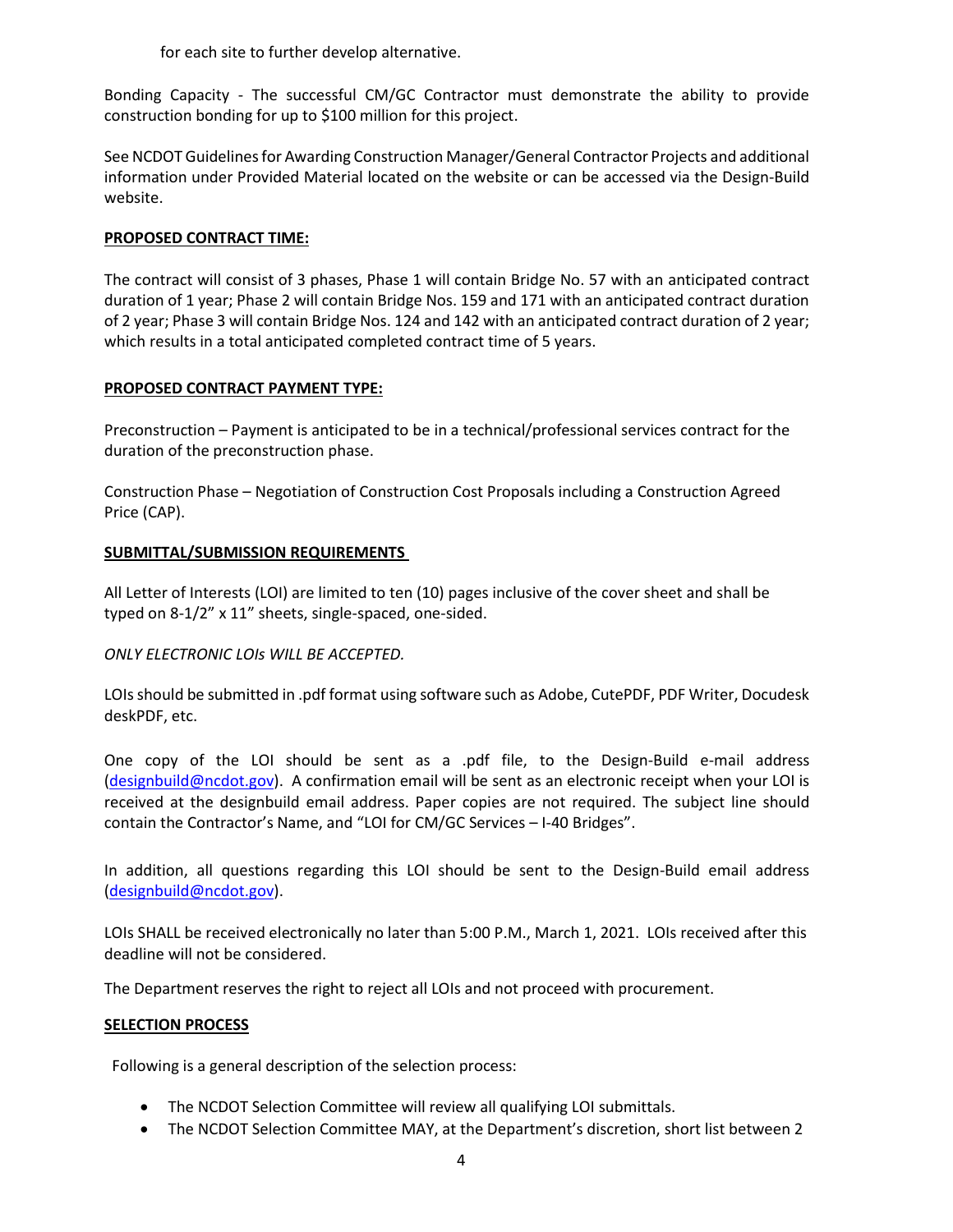for each site to further develop alternative.

Bonding Capacity - The successful CM/GC Contractor must demonstrate the ability to provide construction bonding for up to $100 million for this project.

See NCDOT Guidelines for Awarding Construction Manager/General Contractor Projects and additional information under Provided Material located on the website or can be accessed via the Design-Build website.

**PROPOSED CONTRACT TIME:**

The contract will consist of 3 phases, Phase 1 will contain Bridge No. 57 with an anticipated contract duration of 1 year; Phase 2 will contain Bridge Nos. 159 and 171 with an anticipated contract duration of 2 year; Phase 3 will contain Bridge Nos. 124 and 142 with an anticipated contract duration of 2 year; which results in a total anticipated completed contract time of 5 years.

**PROPOSED CONTRACT PAYMENT TYPE:**

Preconstruction – Payment is anticipated to be in a technical/professional services contract for the duration of the preconstruction phase.

Construction Phase – Negotiation of Construction Cost Proposals including a Construction Agreed Price (CAP).

**SUBMITTAL/SUBMISSION REQUIREMENTS**

All Letter of Interests (LOI) are limited to ten (10) pages inclusive of the cover sheet and shall be typed on 8-1/2" x 11" sheets, single-spaced, one-sided.

*ONLY ELECTRONIC LOIs WILL BE ACCEPTED.*

LOIs should be submitted in .pdf format using software such as Adobe, CutePDF, PDF Writer, Docudesk deskPDF, etc.

One copy of the LOI should be sent as a .pdf file, to the Design-Build e-mail address (designbuild@ncdot.gov). A confirmation email will be sent as an electronic receipt when your LOI is received at the designbuild email address. Paper copies are not required. The subject line should contain the Contractor's Name, and "LOI for CM/GC Services – I-40 Bridges".

In addition, all questions regarding this LOI should be sent to the Design-Build email address (designbuild@ncdot.gov).

LOIs SHALL be received electronically no later than 5:00 P.M., March 1, 2021. LOIs received after this deadline will not be considered.

The Department reserves the right to reject all LOIs and not proceed with procurement.

**SELECTION PROCESS**

Following is a general description of the selection process:

- The NCDOT Selection Committee will review all qualifying LOI submittals.
- The NCDOT Selection Committee MAY, at the Department's discretion, short list between 2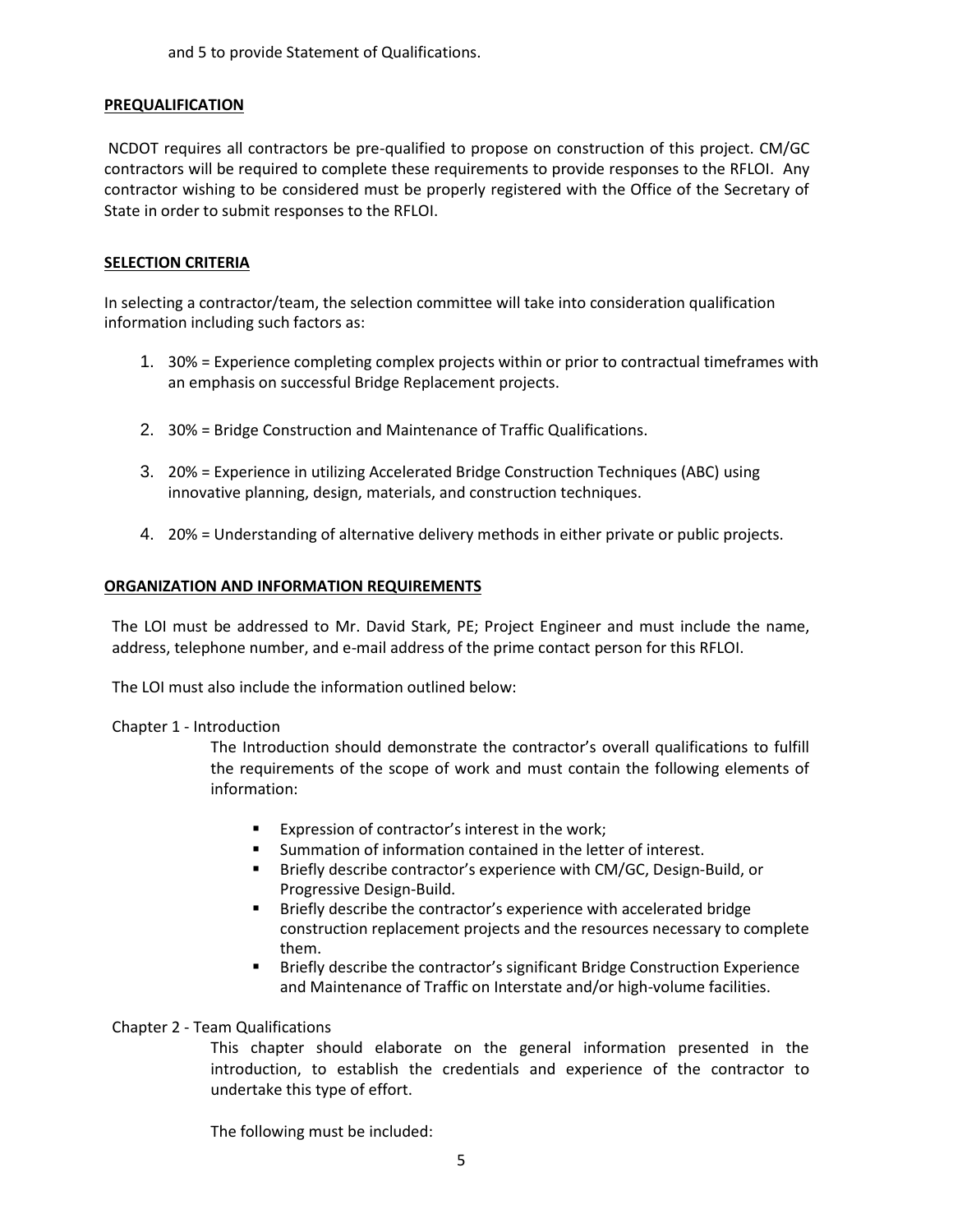and 5 to provide Statement of Qualifications.

**PREQUALIFICATION**

NCDOT requires all contractors be pre-qualified to propose on construction of this project. CM/GC contractors will be required to complete these requirements to provide responses to the RFLOI. Any contractor wishing to be considered must be properly registered with the Office of the Secretary of State in order to submit responses to the RFLOI.

**SELECTION CRITERIA**

In selecting a contractor/team, the selection committee will take into consideration qualification information including such factors as:

1. 30% = Experience completing complex projects within or prior to contractual timeframes with an emphasis on successful Bridge Replacement projects.

2. 30% = Bridge Construction and Maintenance of Traffic Qualifications.

3. 20% = Experience in utilizing Accelerated Bridge Construction Techniques (ABC) using innovative planning, design, materials, and construction techniques.

4. 20% = Understanding of alternative delivery methods in either private or public projects.

**ORGANIZATION AND INFORMATION REQUIREMENTS**

The LOI must be addressed to Mr. David Stark, PE; Project Engineer and must include the name, address, telephone number, and e-mail address of the prime contact person for this RFLOI.

The LOI must also include the information outlined below:

Chapter 1 - Introduction

The Introduction should demonstrate the contractor's overall qualifications to fulfill the requirements of the scope of work and must contain the following elements of information:

- Expression of contractor's interest in the work;
- Summation of information contained in the letter of interest.
- Briefly describe contractor's experience with CM/GC, Design-Build, or Progressive Design-Build.
- Briefly describe the contractor's experience with accelerated bridge construction replacement projects and the resources necessary to complete them.
- Briefly describe the contractor's significant Bridge Construction Experience and Maintenance of Traffic on Interstate and/or high-volume facilities.

Chapter 2 - Team Qualifications

This chapter should elaborate on the general information presented in the introduction, to establish the credentials and experience of the contractor to undertake this type of effort.

The following must be included: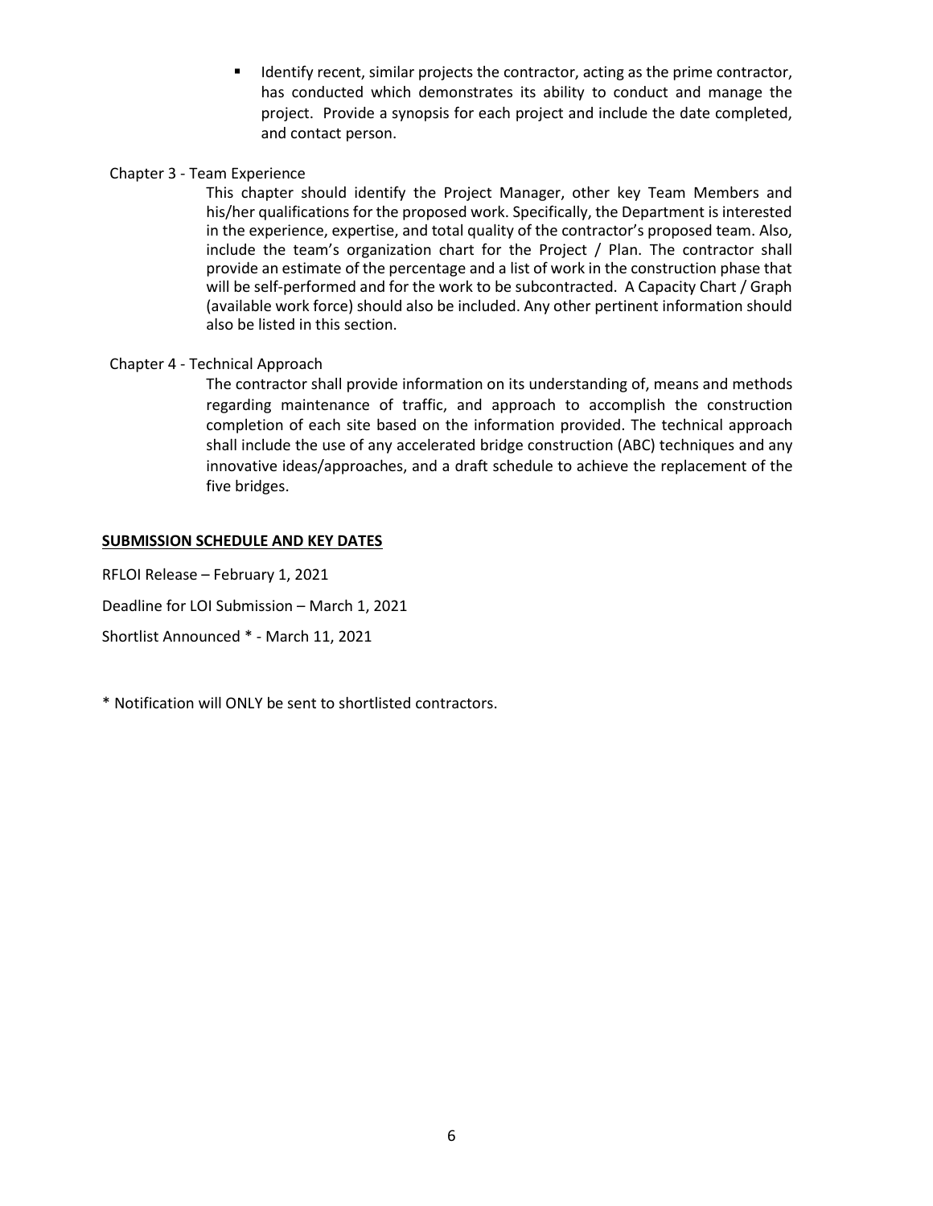- Identify recent, similar projects the contractor, acting as the prime contractor, has conducted which demonstrates its ability to conduct and manage the project. Provide a synopsis for each project and include the date completed, and contact person.

Chapter 3 - Team Experience

This chapter should identify the Project Manager, other key Team Members and his/her qualifications for the proposed work. Specifically, the Department is interested in the experience, expertise, and total quality of the contractor's proposed team. Also, include the team's organization chart for the Project / Plan. The contractor shall provide an estimate of the percentage and a list of work in the construction phase that will be self-performed and for the work to be subcontracted. A Capacity Chart / Graph (available work force) should also be included. Any other pertinent information should also be listed in this section.

Chapter 4 - Technical Approach

The contractor shall provide information on its understanding of, means and methods regarding maintenance of traffic, and approach to accomplish the construction completion of each site based on the information provided. The technical approach shall include the use of any accelerated bridge construction (ABC) techniques and any innovative ideas/approaches, and a draft schedule to achieve the replacement of the five bridges.

**SUBMISSION SCHEDULE AND KEY DATES**

RFLOI Release – February 1, 2021

Deadline for LOI Submission – March 1, 2021

Shortlist Announced * - March 11, 2021

* Notification will ONLY be sent to shortlisted contractors.